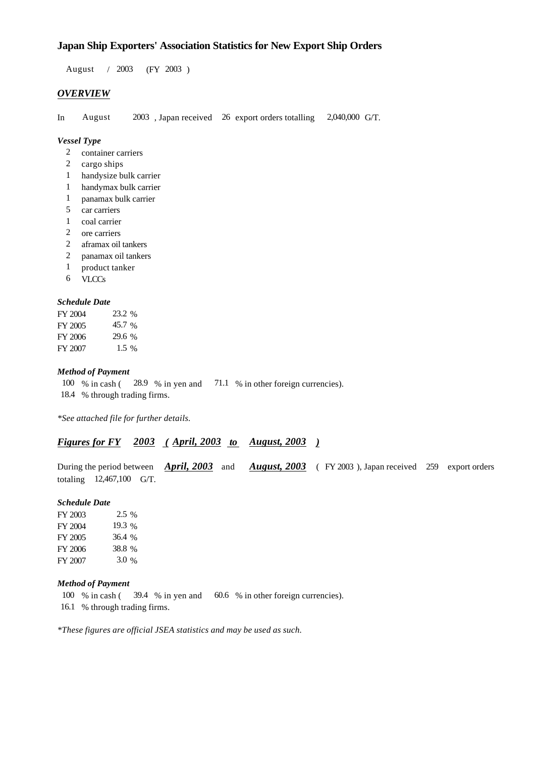# Japan Ship Exporters' Association Statistics for New Export Ship Orders

August / 2003 (FY 2003 )

## *OVERVIEW*

In August 2003 , Japan received 26 export orders totalling 2,040,000 G/T.

### *Vessel Type*

- 2 container carriers
- 2 cargo ships
- 1 handysize bulk carrier
- 1 handymax bulk carrier
- 1 panamax bulk carrier
- 5 car carriers
- 1 coal carrier
- 2 ore carriers
- 2 aframax oil tankers
- 2 panamax oil tankers
- 1 product tanker
- 6 VLCCs

### *Schedule Date*

| | |
|---|---|
| FY 2004 | 23.2 % |
| FY 2005 | 45.7 % |
| FY 2006 | 29.6 % |
| FY 2007 | 1.5 % |

### *Method of Payment*

100 % in cash ( 28.9 % in yen and 71.1 % in other foreign currencies).
18.4 % through trading firms.

*\*See attached file for further details.*

## *Figures for FY 2003 ( April, 2003 to August, 2003 )*

During the period between ***April, 2003*** and ***August, 2003*** ( FY 2003 ), Japan received 259 export orders totaling 12,467,100 G/T.

### *Schedule Date*

| | |
|---|---|
| FY 2003 | 2.5 % |
| FY 2004 | 19.3 % |
| FY 2005 | 36.4 % |
| FY 2006 | 38.8 % |
| FY 2007 | 3.0 % |

### *Method of Payment*

100 % in cash ( 39.4 % in yen and 60.6 % in other foreign currencies).
16.1 % through trading firms.

*\*These figures are official JSEA statistics and may be used as such.*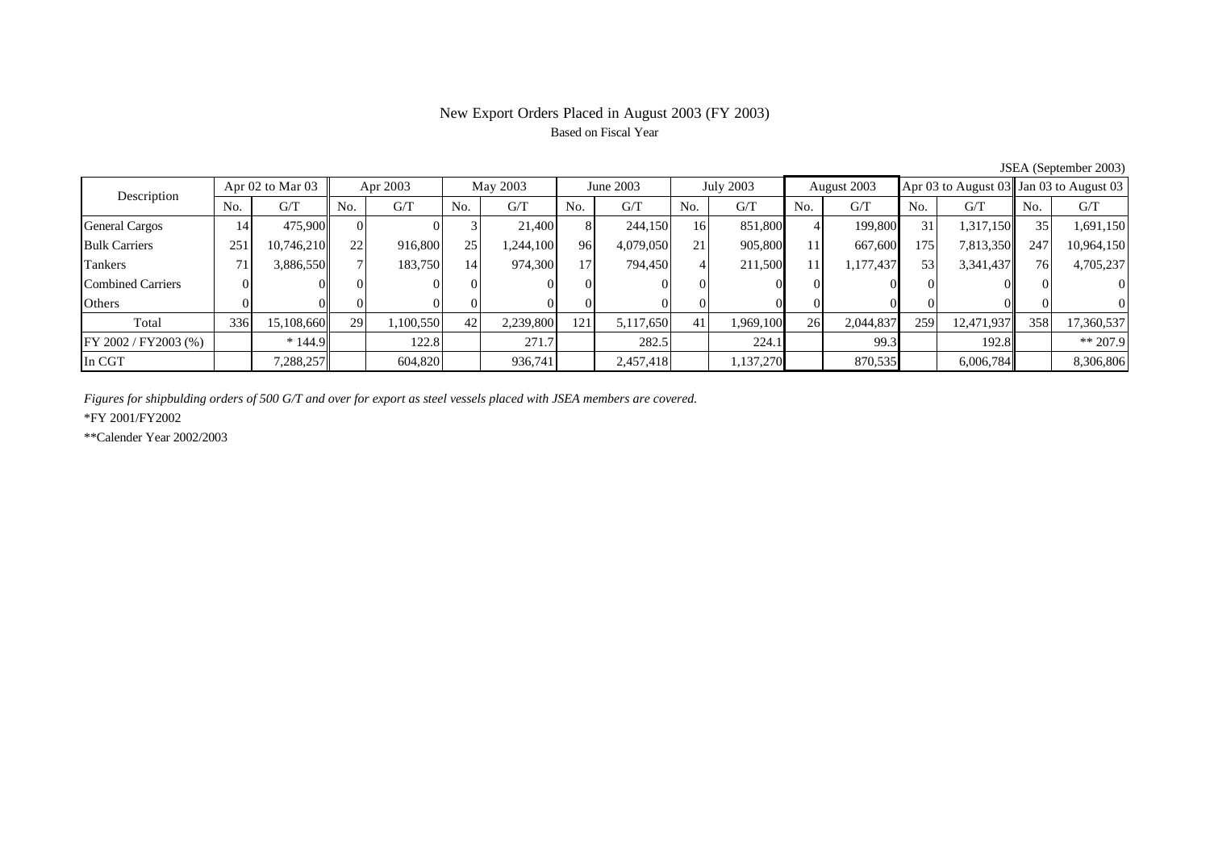# New Export Orders Placed in August 2003 (FY 2003)

Based on Fiscal Year

JSEA (September 2003)

| Description | Apr 02 to Mar 03 | | Apr 2003 | | May 2003 | | June 2003 | | July 2003 | | August 2003 | | Apr 03 to August 03 | | Jan 03 to August 03 | |
|---|---|---|---|---|---|---|---|---|---|---|---|---|---|---|---|---|
| | No. | G/T | No. | G/T | No. | G/T | No. | G/T | No. | G/T | No. | G/T | No. | G/T | No. | G/T |
| General Cargos | 14 | 475,900 | 0 | 0 | 3 | 21,400 | 8 | 244,150 | 16 | 851,800 | 4 | 199,800 | 31 | 1,317,150 | 35 | 1,691,150 |
| Bulk Carriers | 251 | 10,746,210 | 22 | 916,800 | 25 | 1,244,100 | 96 | 4,079,050 | 21 | 905,800 | 11 | 667,600 | 175 | 7,813,350 | 247 | 10,964,150 |
| Tankers | 71 | 3,886,550 | 7 | 183,750 | 14 | 974,300 | 17 | 794,450 | 4 | 211,500 | 11 | 1,177,437 | 53 | 3,341,437 | 76 | 4,705,237 |
| Combined Carriers | 0 | 0 | 0 | 0 | 0 | 0 | 0 | 0 | 0 | 0 | 0 | 0 | 0 | 0 | 0 | 0 |
| Others | 0 | 0 | 0 | 0 | 0 | 0 | 0 | 0 | 0 | 0 | 0 | 0 | 0 | 0 | 0 | 0 |
| Total | 336 | 15,108,660 | 29 | 1,100,550 | 42 | 2,239,800 | 121 | 5,117,650 | 41 | 1,969,100 | 26 | 2,044,837 | 259 | 12,471,937 | 358 | 17,360,537 |
| FY 2002 / FY2003 (%) | | * 144.9 | | 122.8 | | 271.7 | | 282.5 | | 224.1 | | 99.3 | | 192.8 | | ** 207.9 |
| In CGT | | 7,288,257 | | 604,820 | | 936,741 | | 2,457,418 | | 1,137,270 | | 870,535 | | 6,006,784 | | 8,306,806 |

*Figures for shipbulding orders of 500 G/T and over for export as steel vessels placed with JSEA members are covered.*

*FY 2001/FY2002

**Calender Year 2002/2003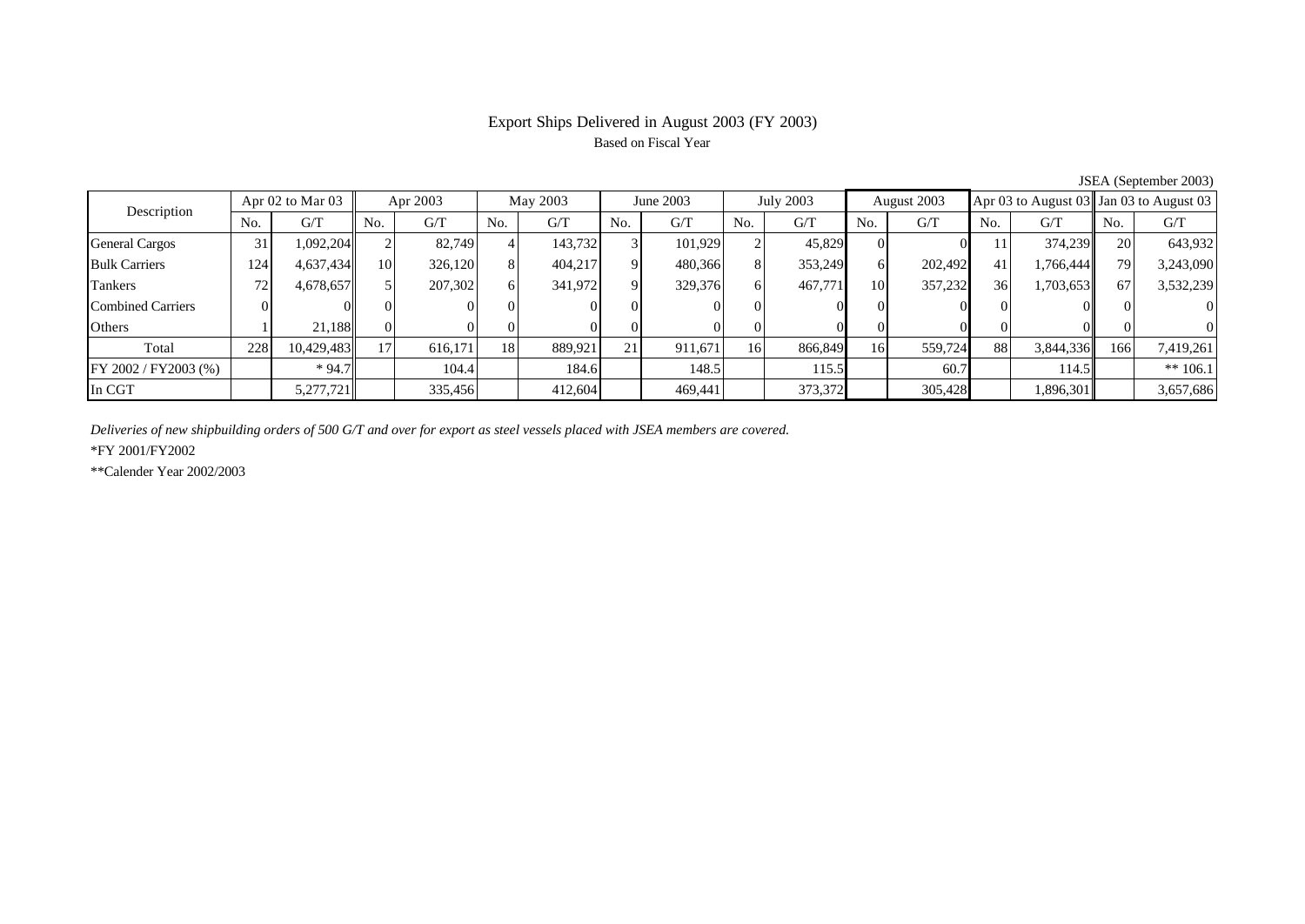# Export Ships Delivered in August 2003 (FY 2003)

Based on Fiscal Year

JSEA (September 2003)

| Description | Apr 02 to Mar 03 | | Apr 2003 | | May 2003 | | June 2003 | | July 2003 | | August 2003 | | Apr 03 to August 03 | | Jan 03 to August 03 | |
|---|---|---|---|---|---|---|---|---|---|---|---|---|---|---|---|---|
| | No. | G/T | No. | G/T | No. | G/T | No. | G/T | No. | G/T | No. | G/T | No. | G/T | No. | G/T |
| General Cargos | 31 | 1,092,204 | 2 | 82,749 | 4 | 143,732 | 3 | 101,929 | 2 | 45,829 | 0 | 0 | 11 | 374,239 | 20 | 643,932 |
| Bulk Carriers | 124 | 4,637,434 | 10 | 326,120 | 8 | 404,217 | 9 | 480,366 | 8 | 353,249 | 6 | 202,492 | 41 | 1,766,444 | 79 | 3,243,090 |
| Tankers | 72 | 4,678,657 | 5 | 207,302 | 6 | 341,972 | 9 | 329,376 | 6 | 467,771 | 10 | 357,232 | 36 | 1,703,653 | 67 | 3,532,239 |
| Combined Carriers | 0 | 0 | 0 | 0 | 0 | 0 | 0 | 0 | 0 | 0 | 0 | 0 | 0 | 0 | 0 | 0 |
| Others | 1 | 21,188 | 0 | 0 | 0 | 0 | 0 | 0 | 0 | 0 | 0 | 0 | 0 | 0 | 0 | 0 |
| Total | 228 | 10,429,483 | 17 | 616,171 | 18 | 889,921 | 21 | 911,671 | 16 | 866,849 | 16 | 559,724 | 88 | 3,844,336 | 166 | 7,419,261 |
| FY 2002 / FY2003 (%) | | * 94.7 | | 104.4 | | 184.6 | | 148.5 | | 115.5 | | 60.7 | | 114.5 | | ** 106.1 |
| In CGT | | 5,277,721 | | 335,456 | | 412,604 | | 469,441 | | 373,372 | | 305,428 | | 1,896,301 | | 3,657,686 |

*Deliveries of new shipbuilding orders of 500 G/T and over for export as steel vessels placed with JSEA members are covered.*

*FY 2001/FY2002

**Calender Year 2002/2003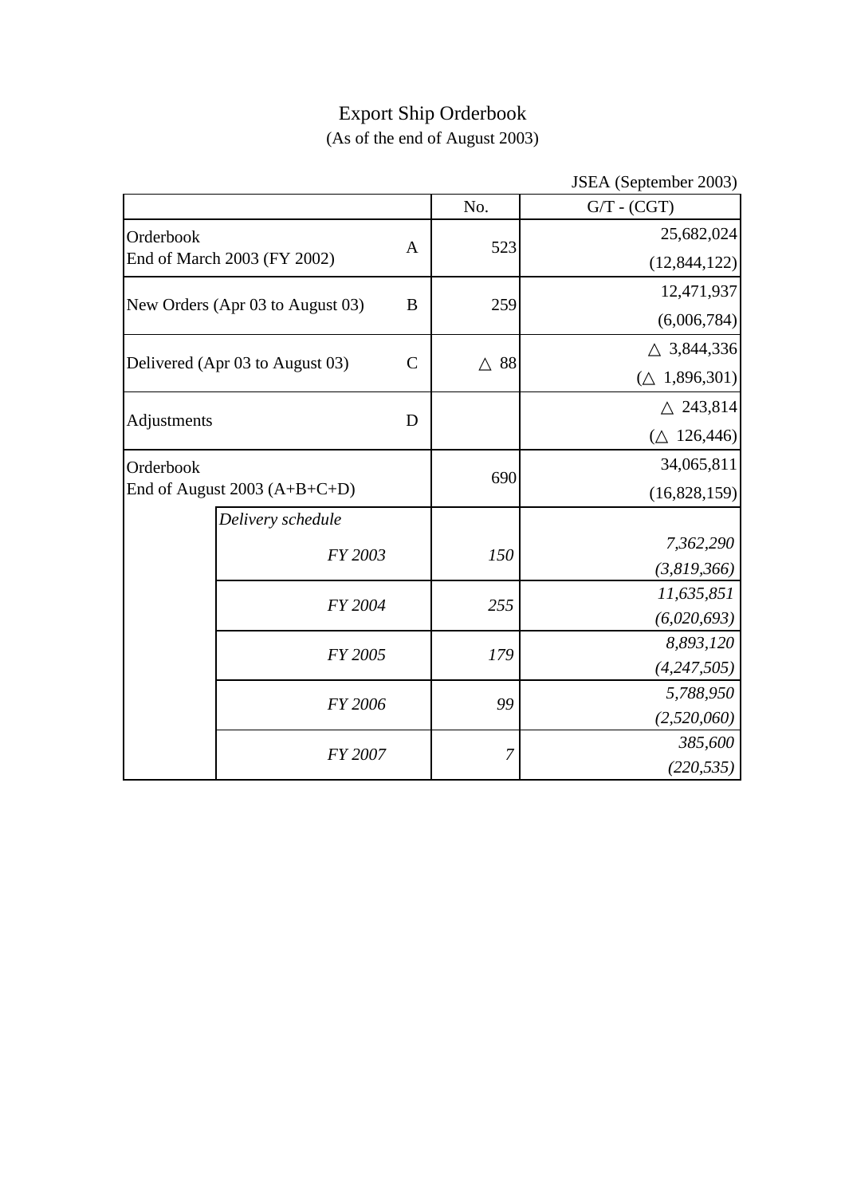# Export Ship Orderbook

(As of the end of August 2003)

JSEA (September 2003)

| | | | No. | G/T - (CGT) |
|---|---|---|---|---|
| Orderbook<br>End of March 2003 (FY 2002) | | A | 523 | 25,682,024<br>(12,844,122) |
| New Orders (Apr 03 to August 03) | | B | 259 | 12,471,937<br>(6,006,784) |
| Delivered (Apr 03 to August 03) | | C | △ 88 | △ 3,844,336<br>(△ 1,896,301) |
| Adjustments | | D | | △ 243,814<br>(△ 126,446) |
| Orderbook<br>End of August 2003 (A+B+C+D) | | | 690 | 34,065,811<br>(16,828,159) |
| | *Delivery schedule* | | | |
| | *FY 2003* | | *150* | *7,362,290*<br>*(3,819,366)* |
| | *FY 2004* | | *255* | *11,635,851*<br>*(6,020,693)* |
| | *FY 2005* | | *179* | *8,893,120*<br>*(4,247,505)* |
| | *FY 2006* | | *99* | *5,788,950*<br>*(2,520,060)* |
| | *FY 2007* | | *7* | *385,600*<br>*(220,535)* |